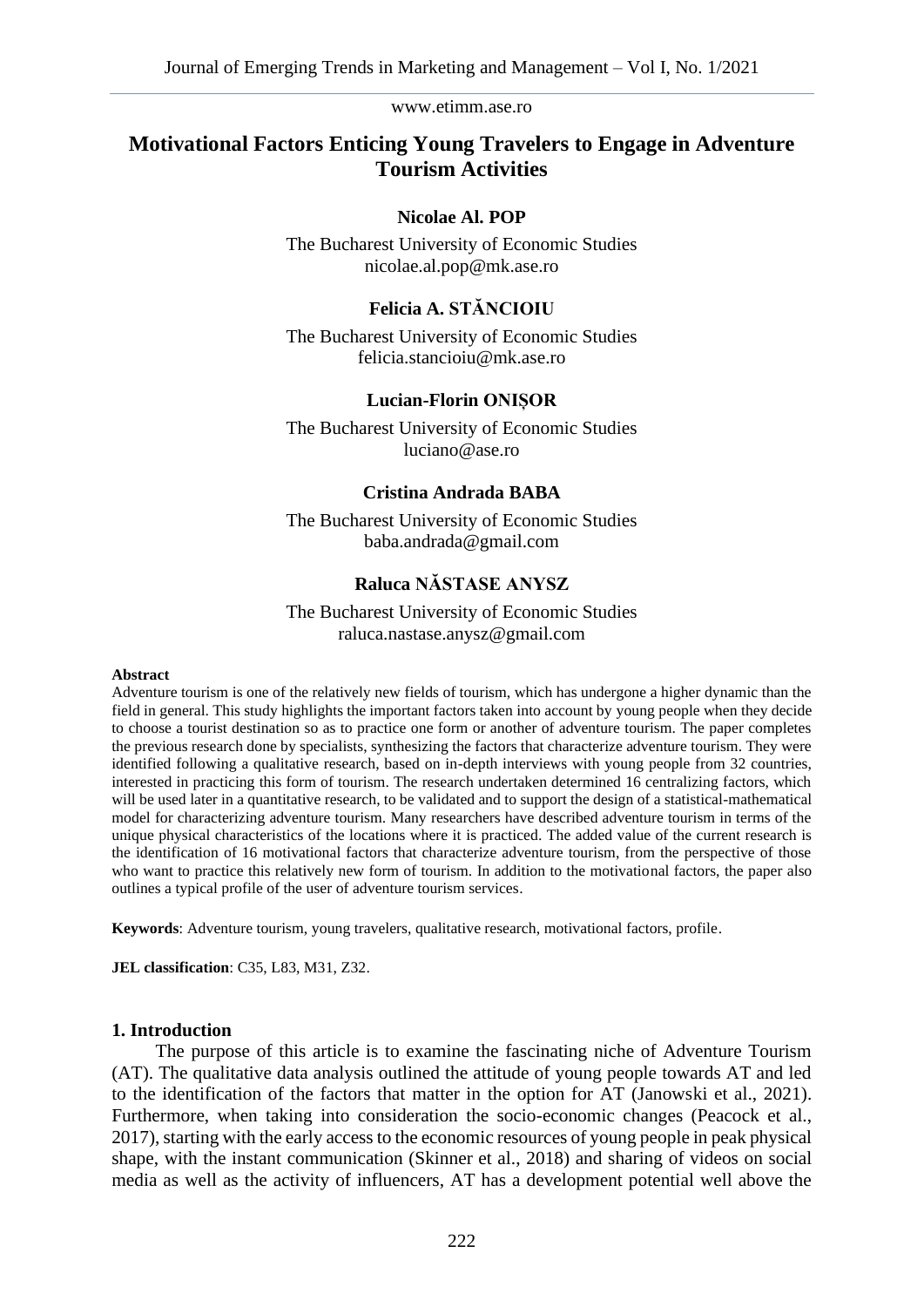# Motivational Factors Enticing Young Travelers to Engage in Adventure Tourism Activities

**Nicolae Al. POP**

The Bucharest University of Economic Studies
nicolae.al.pop@mk.ase.ro

**Felicia A. STĂNCIOIU**

The Bucharest University of Economic Studies
felicia.stancioiu@mk.ase.ro

**Lucian-Florin ONIȘOR**

The Bucharest University of Economic Studies
luciano@ase.ro

**Cristina Andrada BABA**

The Bucharest University of Economic Studies
baba.andrada@gmail.com

**Raluca NĂSTASE ANYSZ**

The Bucharest University of Economic Studies
raluca.nastase.anysz@gmail.com

**Abstract**

Adventure tourism is one of the relatively new fields of tourism, which has undergone a higher dynamic than the field in general. This study highlights the important factors taken into account by young people when they decide to choose a tourist destination so as to practice one form or another of adventure tourism. The paper completes the previous research done by specialists, synthesizing the factors that characterize adventure tourism. They were identified following a qualitative research, based on in-depth interviews with young people from 32 countries, interested in practicing this form of tourism. The research undertaken determined 16 centralizing factors, which will be used later in a quantitative research, to be validated and to support the design of a statistical-mathematical model for characterizing adventure tourism. Many researchers have described adventure tourism in terms of the unique physical characteristics of the locations where it is practiced. The added value of the current research is the identification of 16 motivational factors that characterize adventure tourism, from the perspective of those who want to practice this relatively new form of tourism. In addition to the motivational factors, the paper also outlines a typical profile of the user of adventure tourism services.

**Keywords**: Adventure tourism, young travelers, qualitative research, motivational factors, profile.

**JEL classification**: C35, L83, M31, Z32.

## 1. Introduction

The purpose of this article is to examine the fascinating niche of Adventure Tourism (AT). The qualitative data analysis outlined the attitude of young people towards AT and led to the identification of the factors that matter in the option for AT (Janowski et al., 2021). Furthermore, when taking into consideration the socio-economic changes (Peacock et al., 2017), starting with the early access to the economic resources of young people in peak physical shape, with the instant communication (Skinner et al., 2018) and sharing of videos on social media as well as the activity of influencers, AT has a development potential well above the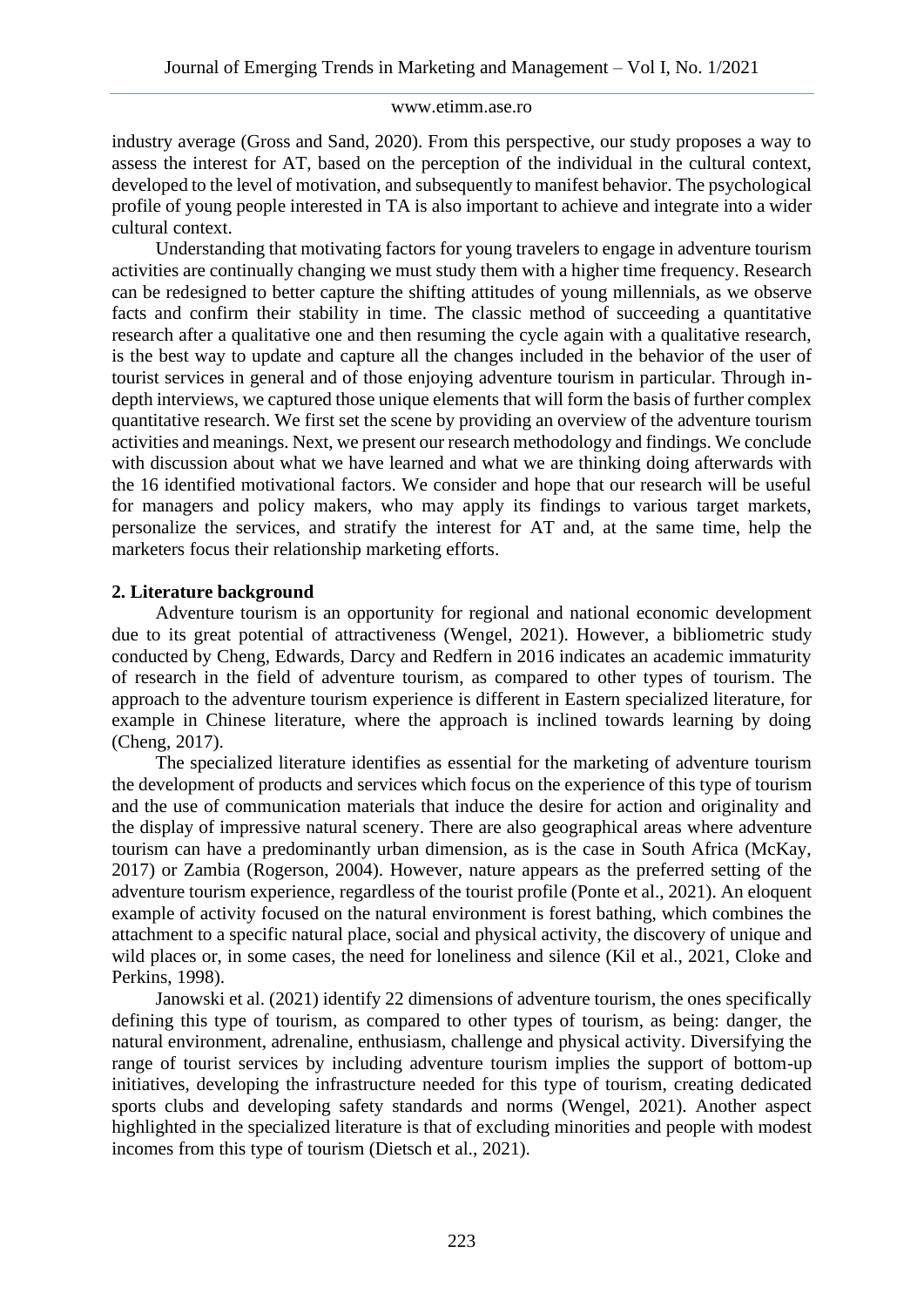industry average (Gross and Sand, 2020). From this perspective, our study proposes a way to assess the interest for AT, based on the perception of the individual in the cultural context, developed to the level of motivation, and subsequently to manifest behavior. The psychological profile of young people interested in TA is also important to achieve and integrate into a wider cultural context.

Understanding that motivating factors for young travelers to engage in adventure tourism activities are continually changing we must study them with a higher time frequency. Research can be redesigned to better capture the shifting attitudes of young millennials, as we observe facts and confirm their stability in time. The classic method of succeeding a quantitative research after a qualitative one and then resuming the cycle again with a qualitative research, is the best way to update and capture all the changes included in the behavior of the user of tourist services in general and of those enjoying adventure tourism in particular. Through in-depth interviews, we captured those unique elements that will form the basis of further complex quantitative research. We first set the scene by providing an overview of the adventure tourism activities and meanings. Next, we present our research methodology and findings. We conclude with discussion about what we have learned and what we are thinking doing afterwards with the 16 identified motivational factors. We consider and hope that our research will be useful for managers and policy makers, who may apply its findings to various target markets, personalize the services, and stratify the interest for AT and, at the same time, help the marketers focus their relationship marketing efforts.

## 2. Literature background

Adventure tourism is an opportunity for regional and national economic development due to its great potential of attractiveness (Wengel, 2021). However, a bibliometric study conducted by Cheng, Edwards, Darcy and Redfern in 2016 indicates an academic immaturity of research in the field of adventure tourism, as compared to other types of tourism. The approach to the adventure tourism experience is different in Eastern specialized literature, for example in Chinese literature, where the approach is inclined towards learning by doing (Cheng, 2017).

The specialized literature identifies as essential for the marketing of adventure tourism the development of products and services which focus on the experience of this type of tourism and the use of communication materials that induce the desire for action and originality and the display of impressive natural scenery. There are also geographical areas where adventure tourism can have a predominantly urban dimension, as is the case in South Africa (McKay, 2017) or Zambia (Rogerson, 2004). However, nature appears as the preferred setting of the adventure tourism experience, regardless of the tourist profile (Ponte et al., 2021). An eloquent example of activity focused on the natural environment is forest bathing, which combines the attachment to a specific natural place, social and physical activity, the discovery of unique and wild places or, in some cases, the need for loneliness and silence (Kil et al., 2021, Cloke and Perkins, 1998).

Janowski et al. (2021) identify 22 dimensions of adventure tourism, the ones specifically defining this type of tourism, as compared to other types of tourism, as being: danger, the natural environment, adrenaline, enthusiasm, challenge and physical activity. Diversifying the range of tourist services by including adventure tourism implies the support of bottom-up initiatives, developing the infrastructure needed for this type of tourism, creating dedicated sports clubs and developing safety standards and norms (Wengel, 2021). Another aspect highlighted in the specialized literature is that of excluding minorities and people with modest incomes from this type of tourism (Dietsch et al., 2021).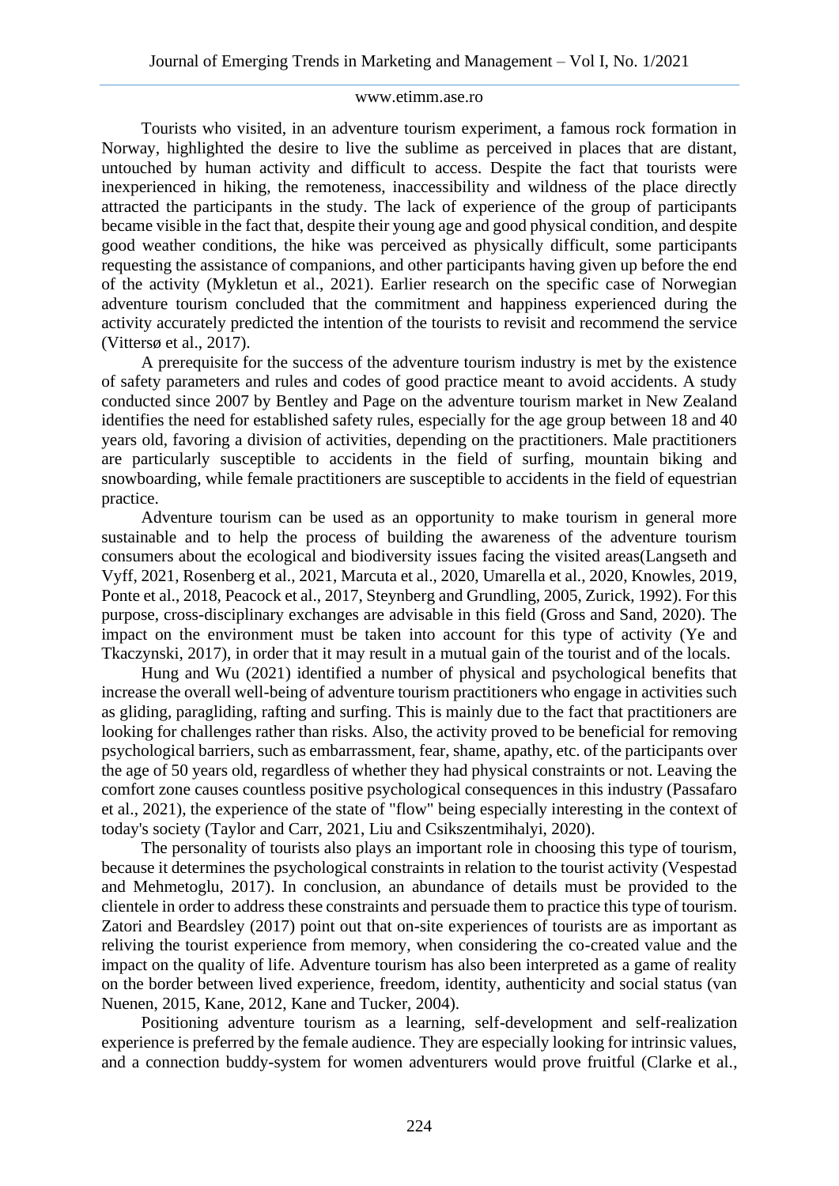Tourists who visited, in an adventure tourism experiment, a famous rock formation in Norway, highlighted the desire to live the sublime as perceived in places that are distant, untouched by human activity and difficult to access. Despite the fact that tourists were inexperienced in hiking, the remoteness, inaccessibility and wildness of the place directly attracted the participants in the study. The lack of experience of the group of participants became visible in the fact that, despite their young age and good physical condition, and despite good weather conditions, the hike was perceived as physically difficult, some participants requesting the assistance of companions, and other participants having given up before the end of the activity (Mykletun et al., 2021). Earlier research on the specific case of Norwegian adventure tourism concluded that the commitment and happiness experienced during the activity accurately predicted the intention of the tourists to revisit and recommend the service (Vittersø et al., 2017).

A prerequisite for the success of the adventure tourism industry is met by the existence of safety parameters and rules and codes of good practice meant to avoid accidents. A study conducted since 2007 by Bentley and Page on the adventure tourism market in New Zealand identifies the need for established safety rules, especially for the age group between 18 and 40 years old, favoring a division of activities, depending on the practitioners. Male practitioners are particularly susceptible to accidents in the field of surfing, mountain biking and snowboarding, while female practitioners are susceptible to accidents in the field of equestrian practice.

Adventure tourism can be used as an opportunity to make tourism in general more sustainable and to help the process of building the awareness of the adventure tourism consumers about the ecological and biodiversity issues facing the visited areas(Langseth and Vyff, 2021, Rosenberg et al., 2021, Marcuta et al., 2020, Umarella et al., 2020, Knowles, 2019, Ponte et al., 2018, Peacock et al., 2017, Steynberg and Grundling, 2005, Zurick, 1992). For this purpose, cross-disciplinary exchanges are advisable in this field (Gross and Sand, 2020). The impact on the environment must be taken into account for this type of activity (Ye and Tkaczynski, 2017), in order that it may result in a mutual gain of the tourist and of the locals.

Hung and Wu (2021) identified a number of physical and psychological benefits that increase the overall well-being of adventure tourism practitioners who engage in activities such as gliding, paragliding, rafting and surfing. This is mainly due to the fact that practitioners are looking for challenges rather than risks. Also, the activity proved to be beneficial for removing psychological barriers, such as embarrassment, fear, shame, apathy, etc. of the participants over the age of 50 years old, regardless of whether they had physical constraints or not. Leaving the comfort zone causes countless positive psychological consequences in this industry (Passafaro et al., 2021), the experience of the state of "flow" being especially interesting in the context of today's society (Taylor and Carr, 2021, Liu and Csikszentmihalyi, 2020).

The personality of tourists also plays an important role in choosing this type of tourism, because it determines the psychological constraints in relation to the tourist activity (Vespestad and Mehmetoglu, 2017). In conclusion, an abundance of details must be provided to the clientele in order to address these constraints and persuade them to practice this type of tourism. Zatori and Beardsley (2017) point out that on-site experiences of tourists are as important as reliving the tourist experience from memory, when considering the co-created value and the impact on the quality of life. Adventure tourism has also been interpreted as a game of reality on the border between lived experience, freedom, identity, authenticity and social status (van Nuenen, 2015, Kane, 2012, Kane and Tucker, 2004).

Positioning adventure tourism as a learning, self-development and self-realization experience is preferred by the female audience. They are especially looking for intrinsic values, and a connection buddy-system for women adventurers would prove fruitful (Clarke et al.,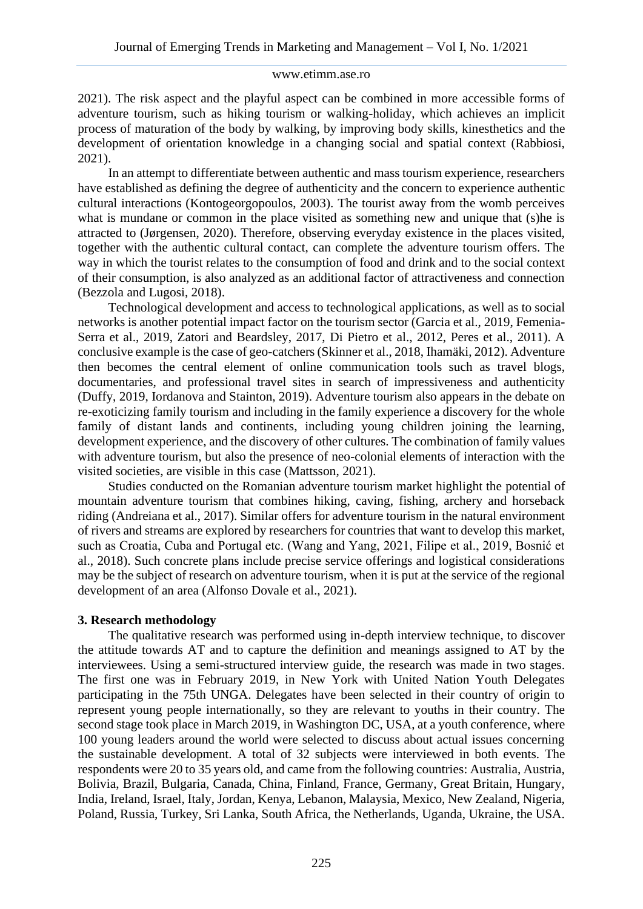2021). The risk aspect and the playful aspect can be combined in more accessible forms of adventure tourism, such as hiking tourism or walking-holiday, which achieves an implicit process of maturation of the body by walking, by improving body skills, kinesthetics and the development of orientation knowledge in a changing social and spatial context (Rabbiosi, 2021).

In an attempt to differentiate between authentic and mass tourism experience, researchers have established as defining the degree of authenticity and the concern to experience authentic cultural interactions (Kontogeorgopoulos, 2003). The tourist away from the womb perceives what is mundane or common in the place visited as something new and unique that (s)he is attracted to (Jørgensen, 2020). Therefore, observing everyday existence in the places visited, together with the authentic cultural contact, can complete the adventure tourism offers. The way in which the tourist relates to the consumption of food and drink and to the social context of their consumption, is also analyzed as an additional factor of attractiveness and connection (Bezzola and Lugosi, 2018).

Technological development and access to technological applications, as well as to social networks is another potential impact factor on the tourism sector (Garcia et al., 2019, Femenia-Serra et al., 2019, Zatori and Beardsley, 2017, Di Pietro et al., 2012, Peres et al., 2011). A conclusive example is the case of geo-catchers (Skinner et al., 2018, Ihamäki, 2012). Adventure then becomes the central element of online communication tools such as travel blogs, documentaries, and professional travel sites in search of impressiveness and authenticity (Duffy, 2019, Iordanova and Stainton, 2019). Adventure tourism also appears in the debate on re-exoticizing family tourism and including in the family experience a discovery for the whole family of distant lands and continents, including young children joining the learning, development experience, and the discovery of other cultures. The combination of family values with adventure tourism, but also the presence of neo-colonial elements of interaction with the visited societies, are visible in this case (Mattsson, 2021).

Studies conducted on the Romanian adventure tourism market highlight the potential of mountain adventure tourism that combines hiking, caving, fishing, archery and horseback riding (Andreiana et al., 2017). Similar offers for adventure tourism in the natural environment of rivers and streams are explored by researchers for countries that want to develop this market, such as Croatia, Cuba and Portugal etc. (Wang and Yang, 2021, Filipe et al., 2019, Bosnić et al., 2018). Such concrete plans include precise service offerings and logistical considerations may be the subject of research on adventure tourism, when it is put at the service of the regional development of an area (Alfonso Dovale et al., 2021).

## 3. Research methodology

The qualitative research was performed using in-depth interview technique, to discover the attitude towards AT and to capture the definition and meanings assigned to AT by the interviewees. Using a semi-structured interview guide, the research was made in two stages. The first one was in February 2019, in New York with United Nation Youth Delegates participating in the 75th UNGA. Delegates have been selected in their country of origin to represent young people internationally, so they are relevant to youths in their country. The second stage took place in March 2019, in Washington DC, USA, at a youth conference, where 100 young leaders around the world were selected to discuss about actual issues concerning the sustainable development. A total of 32 subjects were interviewed in both events. The respondents were 20 to 35 years old, and came from the following countries: Australia, Austria, Bolivia, Brazil, Bulgaria, Canada, China, Finland, France, Germany, Great Britain, Hungary, India, Ireland, Israel, Italy, Jordan, Kenya, Lebanon, Malaysia, Mexico, New Zealand, Nigeria, Poland, Russia, Turkey, Sri Lanka, South Africa, the Netherlands, Uganda, Ukraine, the USA.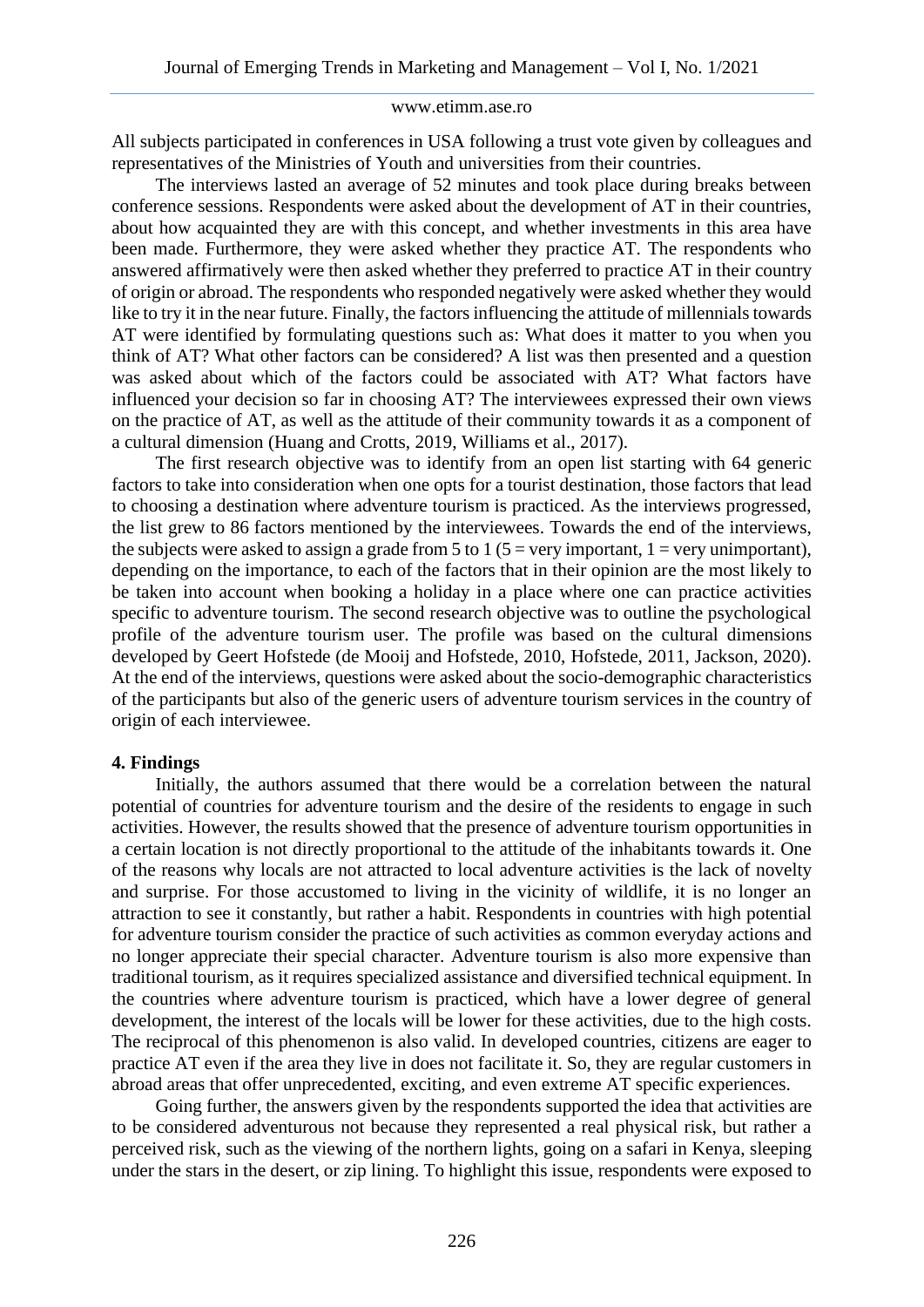All subjects participated in conferences in USA following a trust vote given by colleagues and representatives of the Ministries of Youth and universities from their countries.

The interviews lasted an average of 52 minutes and took place during breaks between conference sessions. Respondents were asked about the development of AT in their countries, about how acquainted they are with this concept, and whether investments in this area have been made. Furthermore, they were asked whether they practice AT. The respondents who answered affirmatively were then asked whether they preferred to practice AT in their country of origin or abroad. The respondents who responded negatively were asked whether they would like to try it in the near future. Finally, the factors influencing the attitude of millennials towards AT were identified by formulating questions such as: What does it matter to you when you think of AT? What other factors can be considered? A list was then presented and a question was asked about which of the factors could be associated with AT? What factors have influenced your decision so far in choosing AT? The interviewees expressed their own views on the practice of AT, as well as the attitude of their community towards it as a component of a cultural dimension (Huang and Crotts, 2019, Williams et al., 2017).

The first research objective was to identify from an open list starting with 64 generic factors to take into consideration when one opts for a tourist destination, those factors that lead to choosing a destination where adventure tourism is practiced. As the interviews progressed, the list grew to 86 factors mentioned by the interviewees. Towards the end of the interviews, the subjects were asked to assign a grade from 5 to 1 (5 = very important, 1 = very unimportant), depending on the importance, to each of the factors that in their opinion are the most likely to be taken into account when booking a holiday in a place where one can practice activities specific to adventure tourism. The second research objective was to outline the psychological profile of the adventure tourism user. The profile was based on the cultural dimensions developed by Geert Hofstede (de Mooij and Hofstede, 2010, Hofstede, 2011, Jackson, 2020). At the end of the interviews, questions were asked about the socio-demographic characteristics of the participants but also of the generic users of adventure tourism services in the country of origin of each interviewee.

## 4. Findings

Initially, the authors assumed that there would be a correlation between the natural potential of countries for adventure tourism and the desire of the residents to engage in such activities. However, the results showed that the presence of adventure tourism opportunities in a certain location is not directly proportional to the attitude of the inhabitants towards it. One of the reasons why locals are not attracted to local adventure activities is the lack of novelty and surprise. For those accustomed to living in the vicinity of wildlife, it is no longer an attraction to see it constantly, but rather a habit. Respondents in countries with high potential for adventure tourism consider the practice of such activities as common everyday actions and no longer appreciate their special character. Adventure tourism is also more expensive than traditional tourism, as it requires specialized assistance and diversified technical equipment. In the countries where adventure tourism is practiced, which have a lower degree of general development, the interest of the locals will be lower for these activities, due to the high costs. The reciprocal of this phenomenon is also valid. In developed countries, citizens are eager to practice AT even if the area they live in does not facilitate it. So, they are regular customers in abroad areas that offer unprecedented, exciting, and even extreme AT specific experiences.

Going further, the answers given by the respondents supported the idea that activities are to be considered adventurous not because they represented a real physical risk, but rather a perceived risk, such as the viewing of the northern lights, going on a safari in Kenya, sleeping under the stars in the desert, or zip lining. To highlight this issue, respondents were exposed to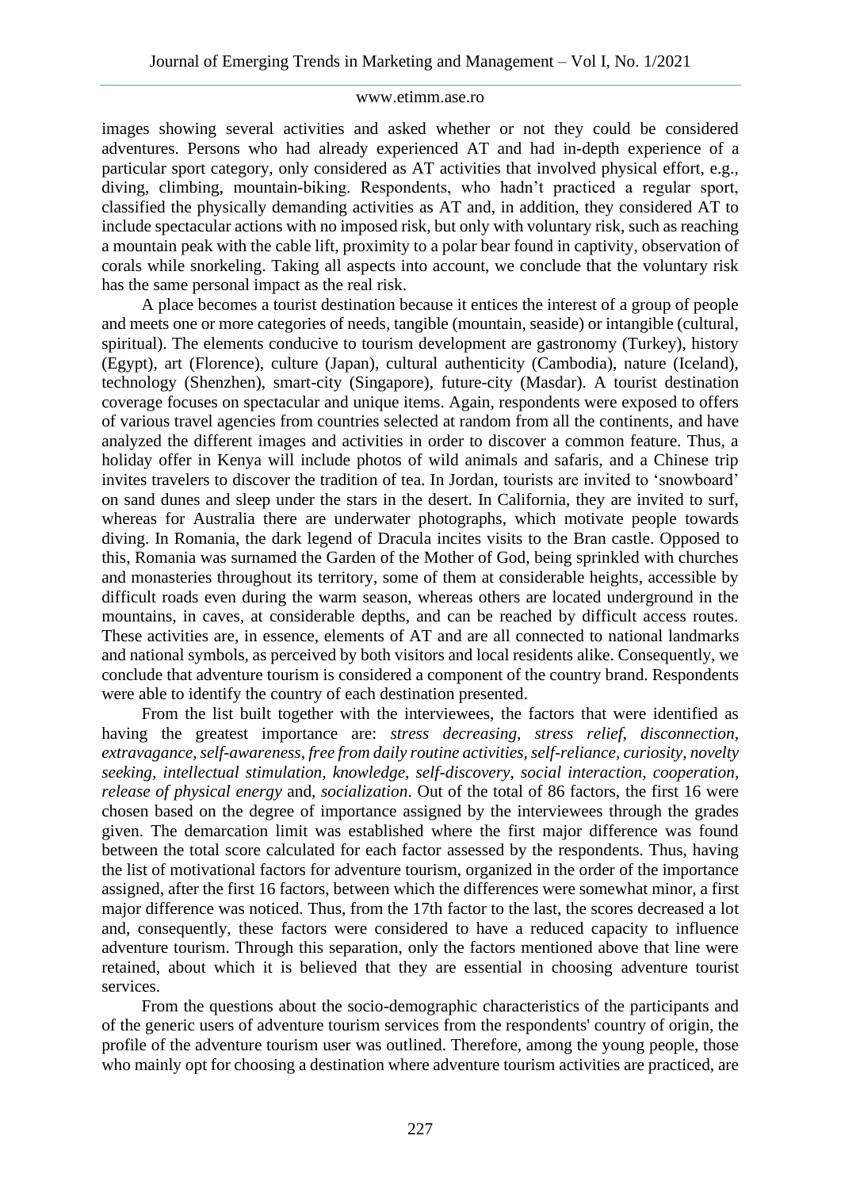images showing several activities and asked whether or not they could be considered adventures. Persons who had already experienced AT and had in-depth experience of a particular sport category, only considered as AT activities that involved physical effort, e.g., diving, climbing, mountain-biking. Respondents, who hadn't practiced a regular sport, classified the physically demanding activities as AT and, in addition, they considered AT to include spectacular actions with no imposed risk, but only with voluntary risk, such as reaching a mountain peak with the cable lift, proximity to a polar bear found in captivity, observation of corals while snorkeling. Taking all aspects into account, we conclude that the voluntary risk has the same personal impact as the real risk.

A place becomes a tourist destination because it entices the interest of a group of people and meets one or more categories of needs, tangible (mountain, seaside) or intangible (cultural, spiritual). The elements conducive to tourism development are gastronomy (Turkey), history (Egypt), art (Florence), culture (Japan), cultural authenticity (Cambodia), nature (Iceland), technology (Shenzhen), smart-city (Singapore), future-city (Masdar). A tourist destination coverage focuses on spectacular and unique items. Again, respondents were exposed to offers of various travel agencies from countries selected at random from all the continents, and have analyzed the different images and activities in order to discover a common feature. Thus, a holiday offer in Kenya will include photos of wild animals and safaris, and a Chinese trip invites travelers to discover the tradition of tea. In Jordan, tourists are invited to 'snowboard' on sand dunes and sleep under the stars in the desert. In California, they are invited to surf, whereas for Australia there are underwater photographs, which motivate people towards diving. In Romania, the dark legend of Dracula incites visits to the Bran castle. Opposed to this, Romania was surnamed the Garden of the Mother of God, being sprinkled with churches and monasteries throughout its territory, some of them at considerable heights, accessible by difficult roads even during the warm season, whereas others are located underground in the mountains, in caves, at considerable depths, and can be reached by difficult access routes. These activities are, in essence, elements of AT and are all connected to national landmarks and national symbols, as perceived by both visitors and local residents alike. Consequently, we conclude that adventure tourism is considered a component of the country brand. Respondents were able to identify the country of each destination presented.

From the list built together with the interviewees, the factors that were identified as having the greatest importance are: *stress decreasing, stress relief, disconnection, extravagance, self-awareness, free from daily routine activities, self-reliance, curiosity, novelty seeking, intellectual stimulation, knowledge, self-discovery, social interaction, cooperation, release of physical energy* and, *socialization*. Out of the total of 86 factors, the first 16 were chosen based on the degree of importance assigned by the interviewees through the grades given. The demarcation limit was established where the first major difference was found between the total score calculated for each factor assessed by the respondents. Thus, having the list of motivational factors for adventure tourism, organized in the order of the importance assigned, after the first 16 factors, between which the differences were somewhat minor, a first major difference was noticed. Thus, from the 17th factor to the last, the scores decreased a lot and, consequently, these factors were considered to have a reduced capacity to influence adventure tourism. Through this separation, only the factors mentioned above that line were retained, about which it is believed that they are essential in choosing adventure tourist services.

From the questions about the socio-demographic characteristics of the participants and of the generic users of adventure tourism services from the respondents' country of origin, the profile of the adventure tourism user was outlined. Therefore, among the young people, those who mainly opt for choosing a destination where adventure tourism activities are practiced, are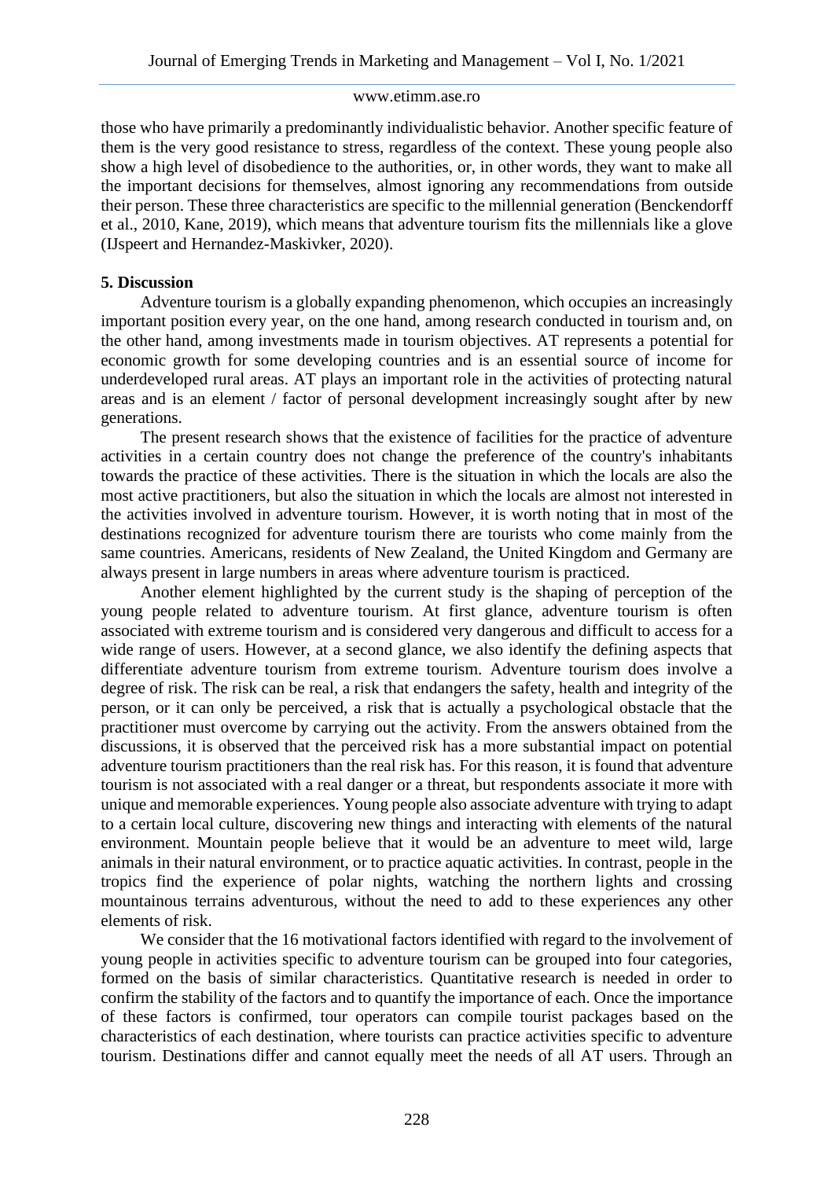those who have primarily a predominantly individualistic behavior. Another specific feature of them is the very good resistance to stress, regardless of the context. These young people also show a high level of disobedience to the authorities, or, in other words, they want to make all the important decisions for themselves, almost ignoring any recommendations from outside their person. These three characteristics are specific to the millennial generation (Benckendorff et al., 2010, Kane, 2019), which means that adventure tourism fits the millennials like a glove (IJspeert and Hernandez-Maskivker, 2020).

**5. Discussion**

Adventure tourism is a globally expanding phenomenon, which occupies an increasingly important position every year, on the one hand, among research conducted in tourism and, on the other hand, among investments made in tourism objectives. AT represents a potential for economic growth for some developing countries and is an essential source of income for underdeveloped rural areas. AT plays an important role in the activities of protecting natural areas and is an element / factor of personal development increasingly sought after by new generations.

The present research shows that the existence of facilities for the practice of adventure activities in a certain country does not change the preference of the country's inhabitants towards the practice of these activities. There is the situation in which the locals are also the most active practitioners, but also the situation in which the locals are almost not interested in the activities involved in adventure tourism. However, it is worth noting that in most of the destinations recognized for adventure tourism there are tourists who come mainly from the same countries. Americans, residents of New Zealand, the United Kingdom and Germany are always present in large numbers in areas where adventure tourism is practiced.

Another element highlighted by the current study is the shaping of perception of the young people related to adventure tourism. At first glance, adventure tourism is often associated with extreme tourism and is considered very dangerous and difficult to access for a wide range of users. However, at a second glance, we also identify the defining aspects that differentiate adventure tourism from extreme tourism. Adventure tourism does involve a degree of risk. The risk can be real, a risk that endangers the safety, health and integrity of the person, or it can only be perceived, a risk that is actually a psychological obstacle that the practitioner must overcome by carrying out the activity. From the answers obtained from the discussions, it is observed that the perceived risk has a more substantial impact on potential adventure tourism practitioners than the real risk has. For this reason, it is found that adventure tourism is not associated with a real danger or a threat, but respondents associate it more with unique and memorable experiences. Young people also associate adventure with trying to adapt to a certain local culture, discovering new things and interacting with elements of the natural environment. Mountain people believe that it would be an adventure to meet wild, large animals in their natural environment, or to practice aquatic activities. In contrast, people in the tropics find the experience of polar nights, watching the northern lights and crossing mountainous terrains adventurous, without the need to add to these experiences any other elements of risk.

We consider that the 16 motivational factors identified with regard to the involvement of young people in activities specific to adventure tourism can be grouped into four categories, formed on the basis of similar characteristics. Quantitative research is needed in order to confirm the stability of the factors and to quantify the importance of each. Once the importance of these factors is confirmed, tour operators can compile tourist packages based on the characteristics of each destination, where tourists can practice activities specific to adventure tourism. Destinations differ and cannot equally meet the needs of all AT users. Through an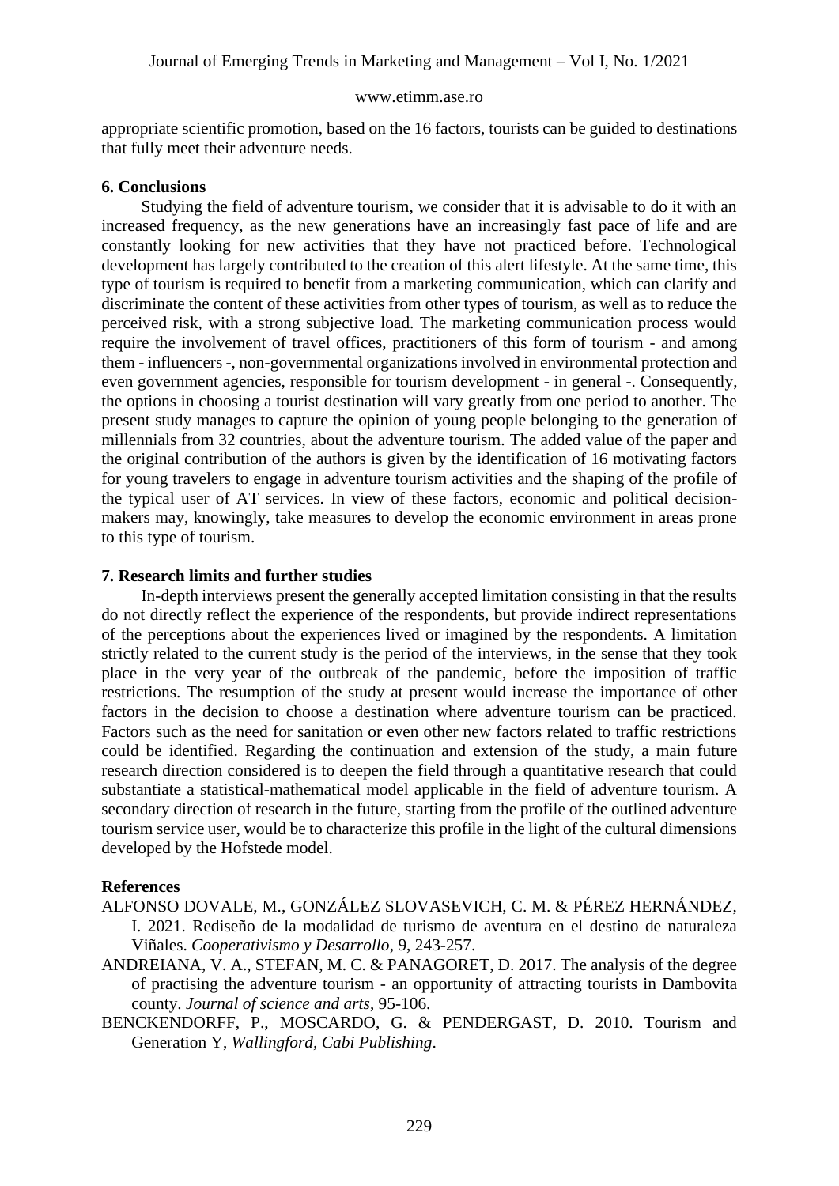appropriate scientific promotion, based on the 16 factors, tourists can be guided to destinations that fully meet their adventure needs.

## 6. Conclusions

Studying the field of adventure tourism, we consider that it is advisable to do it with an increased frequency, as the new generations have an increasingly fast pace of life and are constantly looking for new activities that they have not practiced before. Technological development has largely contributed to the creation of this alert lifestyle. At the same time, this type of tourism is required to benefit from a marketing communication, which can clarify and discriminate the content of these activities from other types of tourism, as well as to reduce the perceived risk, with a strong subjective load. The marketing communication process would require the involvement of travel offices, practitioners of this form of tourism - and among them - influencers -, non-governmental organizations involved in environmental protection and even government agencies, responsible for tourism development - in general -. Consequently, the options in choosing a tourist destination will vary greatly from one period to another. The present study manages to capture the opinion of young people belonging to the generation of millennials from 32 countries, about the adventure tourism. The added value of the paper and the original contribution of the authors is given by the identification of 16 motivating factors for young travelers to engage in adventure tourism activities and the shaping of the profile of the typical user of AT services. In view of these factors, economic and political decision-makers may, knowingly, take measures to develop the economic environment in areas prone to this type of tourism.

## 7. Research limits and further studies

In-depth interviews present the generally accepted limitation consisting in that the results do not directly reflect the experience of the respondents, but provide indirect representations of the perceptions about the experiences lived or imagined by the respondents. A limitation strictly related to the current study is the period of the interviews, in the sense that they took place in the very year of the outbreak of the pandemic, before the imposition of traffic restrictions. The resumption of the study at present would increase the importance of other factors in the decision to choose a destination where adventure tourism can be practiced. Factors such as the need for sanitation or even other new factors related to traffic restrictions could be identified. Regarding the continuation and extension of the study, a main future research direction considered is to deepen the field through a quantitative research that could substantiate a statistical-mathematical model applicable in the field of adventure tourism. A secondary direction of research in the future, starting from the profile of the outlined adventure tourism service user, would be to characterize this profile in the light of the cultural dimensions developed by the Hofstede model.

## References

ALFONSO DOVALE, M., GONZÁLEZ SLOVASEVICH, C. M. & PÉREZ HERNÁNDEZ, I. 2021. Rediseño de la modalidad de turismo de aventura en el destino de naturaleza Viñales. *Cooperativismo y Desarrollo*, 9, 243-257.

ANDREIANA, V. A., STEFAN, M. C. & PANAGORET, D. 2017. The analysis of the degree of practising the adventure tourism - an opportunity of attracting tourists in Dambovita county. *Journal of science and arts*, 95-106.

BENCKENDORFF, P., MOSCARDO, G. & PENDERGAST, D. 2010. Tourism and Generation Y, *Wallingford, Cabi Publishing*.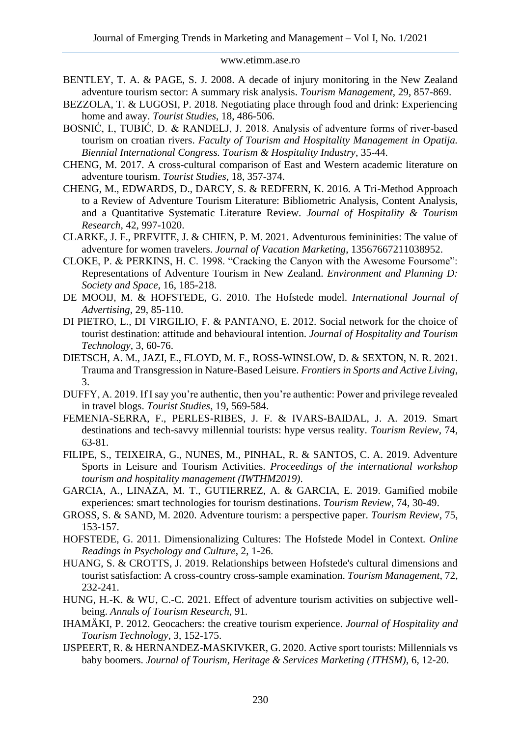BENTLEY, T. A. & PAGE, S. J. 2008. A decade of injury monitoring in the New Zealand adventure tourism sector: A summary risk analysis. *Tourism Management*, 29, 857-869.

BEZZOLA, T. & LUGOSI, P. 2018. Negotiating place through food and drink: Experiencing home and away. *Tourist Studies*, 18, 486-506.

BOSNIĆ, I., TUBIĆ, D. & RANDELJ, J. 2018. Analysis of adventure forms of river-based tourism on croatian rivers. *Faculty of Tourism and Hospitality Management in Opatija. Biennial International Congress. Tourism & Hospitality Industry*, 35-44.

CHENG, M. 2017. A cross-cultural comparison of East and Western academic literature on adventure tourism. *Tourist Studies*, 18, 357-374.

CHENG, M., EDWARDS, D., DARCY, S. & REDFERN, K. 2016. A Tri-Method Approach to a Review of Adventure Tourism Literature: Bibliometric Analysis, Content Analysis, and a Quantitative Systematic Literature Review. *Journal of Hospitality & Tourism Research*, 42, 997-1020.

CLARKE, J. F., PREVITE, J. & CHIEN, P. M. 2021. Adventurous femininities: The value of adventure for women travelers. *Journal of Vacation Marketing*, 13567667211038952.

CLOKE, P. & PERKINS, H. C. 1998. "Cracking the Canyon with the Awesome Foursome": Representations of Adventure Tourism in New Zealand. *Environment and Planning D: Society and Space*, 16, 185-218.

DE MOOIJ, M. & HOFSTEDE, G. 2010. The Hofstede model. *International Journal of Advertising*, 29, 85-110.

DI PIETRO, L., DI VIRGILIO, F. & PANTANO, E. 2012. Social network for the choice of tourist destination: attitude and behavioural intention. *Journal of Hospitality and Tourism Technology*, 3, 60-76.

DIETSCH, A. M., JAZI, E., FLOYD, M. F., ROSS-WINSLOW, D. & SEXTON, N. R. 2021. Trauma and Transgression in Nature-Based Leisure. *Frontiers in Sports and Active Living*, 3.

DUFFY, A. 2019. If I say you're authentic, then you're authentic: Power and privilege revealed in travel blogs. *Tourist Studies*, 19, 569-584.

FEMENIA-SERRA, F., PERLES-RIBES, J. F. & IVARS-BAIDAL, J. A. 2019. Smart destinations and tech-savvy millennial tourists: hype versus reality. *Tourism Review*, 74, 63-81.

FILIPE, S., TEIXEIRA, G., NUNES, M., PINHAL, R. & SANTOS, C. A. 2019. Adventure Sports in Leisure and Tourism Activities. *Proceedings of the international workshop tourism and hospitality management (IWTHM2019)*.

GARCIA, A., LINAZA, M. T., GUTIERREZ, A. & GARCIA, E. 2019. Gamified mobile experiences: smart technologies for tourism destinations. *Tourism Review*, 74, 30-49.

GROSS, S. & SAND, M. 2020. Adventure tourism: a perspective paper. *Tourism Review*, 75, 153-157.

HOFSTEDE, G. 2011. Dimensionalizing Cultures: The Hofstede Model in Context. *Online Readings in Psychology and Culture*, 2, 1-26.

HUANG, S. & CROTTS, J. 2019. Relationships between Hofstede's cultural dimensions and tourist satisfaction: A cross-country cross-sample examination. *Tourism Management*, 72, 232-241.

HUNG, H.-K. & WU, C.-C. 2021. Effect of adventure tourism activities on subjective well-being. *Annals of Tourism Research*, 91.

IHAMÄKI, P. 2012. Geocachers: the creative tourism experience. *Journal of Hospitality and Tourism Technology*, 3, 152-175.

IJSPEERT, R. & HERNANDEZ-MASKIVKER, G. 2020. Active sport tourists: Millennials vs baby boomers. *Journal of Tourism, Heritage & Services Marketing (JTHSM)*, 6, 12-20.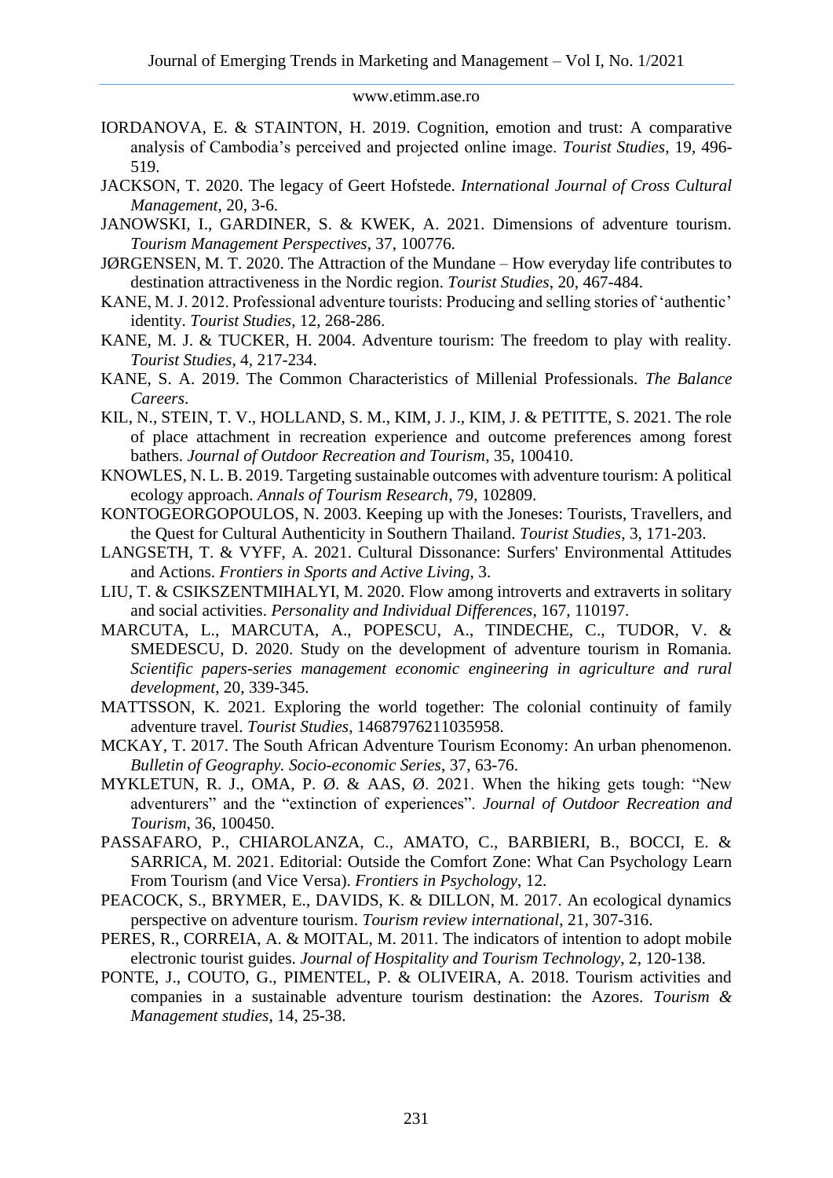IORDANOVA, E. & STAINTON, H. 2019. Cognition, emotion and trust: A comparative analysis of Cambodia's perceived and projected online image. *Tourist Studies*, 19, 496-519.

JACKSON, T. 2020. The legacy of Geert Hofstede. *International Journal of Cross Cultural Management*, 20, 3-6.

JANOWSKI, I., GARDINER, S. & KWEK, A. 2021. Dimensions of adventure tourism. *Tourism Management Perspectives*, 37, 100776.

JØRGENSEN, M. T. 2020. The Attraction of the Mundane – How everyday life contributes to destination attractiveness in the Nordic region. *Tourist Studies*, 20, 467-484.

KANE, M. J. 2012. Professional adventure tourists: Producing and selling stories of 'authentic' identity. *Tourist Studies*, 12, 268-286.

KANE, M. J. & TUCKER, H. 2004. Adventure tourism: The freedom to play with reality. *Tourist Studies*, 4, 217-234.

KANE, S. A. 2019. The Common Characteristics of Millenial Professionals. *The Balance Careers*.

KIL, N., STEIN, T. V., HOLLAND, S. M., KIM, J. J., KIM, J. & PETITTE, S. 2021. The role of place attachment in recreation experience and outcome preferences among forest bathers. *Journal of Outdoor Recreation and Tourism*, 35, 100410.

KNOWLES, N. L. B. 2019. Targeting sustainable outcomes with adventure tourism: A political ecology approach. *Annals of Tourism Research*, 79, 102809.

KONTOGEORGOPOULOS, N. 2003. Keeping up with the Joneses: Tourists, Travellers, and the Quest for Cultural Authenticity in Southern Thailand. *Tourist Studies*, 3, 171-203.

LANGSETH, T. & VYFF, A. 2021. Cultural Dissonance: Surfers' Environmental Attitudes and Actions. *Frontiers in Sports and Active Living*, 3.

LIU, T. & CSIKSZENTMIHALYI, M. 2020. Flow among introverts and extraverts in solitary and social activities. *Personality and Individual Differences*, 167, 110197.

MARCUTA, L., MARCUTA, A., POPESCU, A., TINDECHE, C., TUDOR, V. & SMEDESCU, D. 2020. Study on the development of adventure tourism in Romania. *Scientific papers-series management economic engineering in agriculture and rural development*, 20, 339-345.

MATTSSON, K. 2021. Exploring the world together: The colonial continuity of family adventure travel. *Tourist Studies*, 14687976211035958.

MCKAY, T. 2017. The South African Adventure Tourism Economy: An urban phenomenon. *Bulletin of Geography. Socio-economic Series*, 37, 63-76.

MYKLETUN, R. J., OMA, P. Ø. & AAS, Ø. 2021. When the hiking gets tough: "New adventurers" and the "extinction of experiences". *Journal of Outdoor Recreation and Tourism*, 36, 100450.

PASSAFARO, P., CHIAROLANZA, C., AMATO, C., BARBIERI, B., BOCCI, E. & SARRICA, M. 2021. Editorial: Outside the Comfort Zone: What Can Psychology Learn From Tourism (and Vice Versa). *Frontiers in Psychology*, 12.

PEACOCK, S., BRYMER, E., DAVIDS, K. & DILLON, M. 2017. An ecological dynamics perspective on adventure tourism. *Tourism review international*, 21, 307-316.

PERES, R., CORREIA, A. & MOITAL, M. 2011. The indicators of intention to adopt mobile electronic tourist guides. *Journal of Hospitality and Tourism Technology*, 2, 120-138.

PONTE, J., COUTO, G., PIMENTEL, P. & OLIVEIRA, A. 2018. Tourism activities and companies in a sustainable adventure tourism destination: the Azores. *Tourism & Management studies*, 14, 25-38.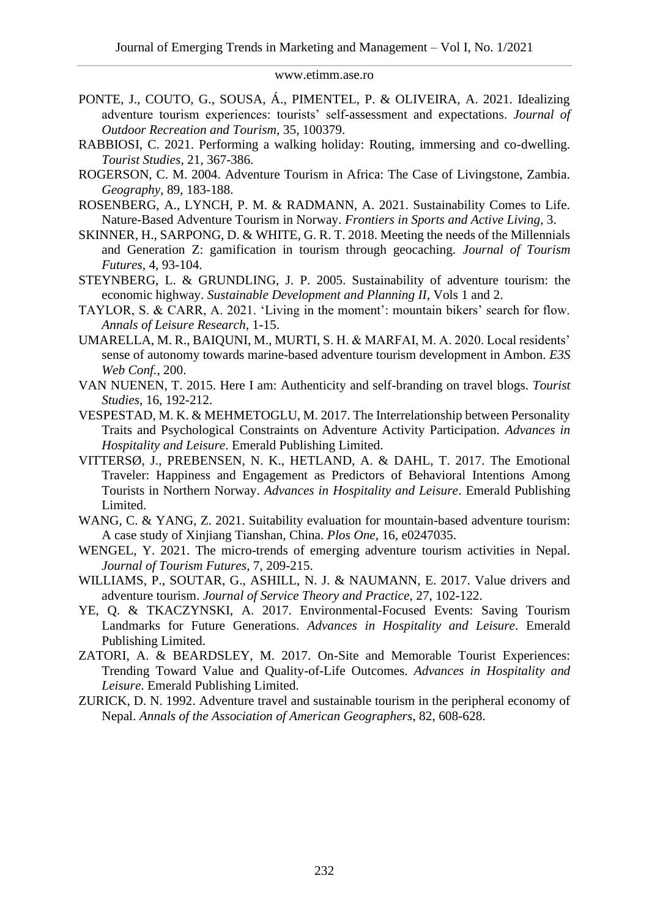PONTE, J., COUTO, G., SOUSA, Á., PIMENTEL, P. & OLIVEIRA, A. 2021. Idealizing adventure tourism experiences: tourists' self-assessment and expectations. *Journal of Outdoor Recreation and Tourism*, 35, 100379.

RABBIOSI, C. 2021. Performing a walking holiday: Routing, immersing and co-dwelling. *Tourist Studies*, 21, 367-386.

ROGERSON, C. M. 2004. Adventure Tourism in Africa: The Case of Livingstone, Zambia. *Geography*, 89, 183-188.

ROSENBERG, A., LYNCH, P. M. & RADMANN, A. 2021. Sustainability Comes to Life. Nature-Based Adventure Tourism in Norway. *Frontiers in Sports and Active Living*, 3.

SKINNER, H., SARPONG, D. & WHITE, G. R. T. 2018. Meeting the needs of the Millennials and Generation Z: gamification in tourism through geocaching. *Journal of Tourism Futures*, 4, 93-104.

STEYNBERG, L. & GRUNDLING, J. P. 2005. Sustainability of adventure tourism: the economic highway. *Sustainable Development and Planning II*, Vols 1 and 2.

TAYLOR, S. & CARR, A. 2021. 'Living in the moment': mountain bikers' search for flow. *Annals of Leisure Research*, 1-15.

UMARELLA, M. R., BAIQUNI, M., MURTI, S. H. & MARFAI, M. A. 2020. Local residents' sense of autonomy towards marine-based adventure tourism development in Ambon. *E3S Web Conf.*, 200.

VAN NUENEN, T. 2015. Here I am: Authenticity and self-branding on travel blogs. *Tourist Studies*, 16, 192-212.

VESPESTAD, M. K. & MEHMETOGLU, M. 2017. The Interrelationship between Personality Traits and Psychological Constraints on Adventure Activity Participation. *Advances in Hospitality and Leisure*. Emerald Publishing Limited.

VITTERSØ, J., PREBENSEN, N. K., HETLAND, A. & DAHL, T. 2017. The Emotional Traveler: Happiness and Engagement as Predictors of Behavioral Intentions Among Tourists in Northern Norway. *Advances in Hospitality and Leisure*. Emerald Publishing Limited.

WANG, C. & YANG, Z. 2021. Suitability evaluation for mountain-based adventure tourism: A case study of Xinjiang Tianshan, China. *Plos One*, 16, e0247035.

WENGEL, Y. 2021. The micro-trends of emerging adventure tourism activities in Nepal. *Journal of Tourism Futures*, 7, 209-215.

WILLIAMS, P., SOUTAR, G., ASHILL, N. J. & NAUMANN, E. 2017. Value drivers and adventure tourism. *Journal of Service Theory and Practice*, 27, 102-122.

YE, Q. & TKACZYNSKI, A. 2017. Environmental-Focused Events: Saving Tourism Landmarks for Future Generations. *Advances in Hospitality and Leisure*. Emerald Publishing Limited.

ZATORI, A. & BEARDSLEY, M. 2017. On-Site and Memorable Tourist Experiences: Trending Toward Value and Quality-of-Life Outcomes. *Advances in Hospitality and Leisure*. Emerald Publishing Limited.

ZURICK, D. N. 1992. Adventure travel and sustainable tourism in the peripheral economy of Nepal. *Annals of the Association of American Geographers*, 82, 608-628.